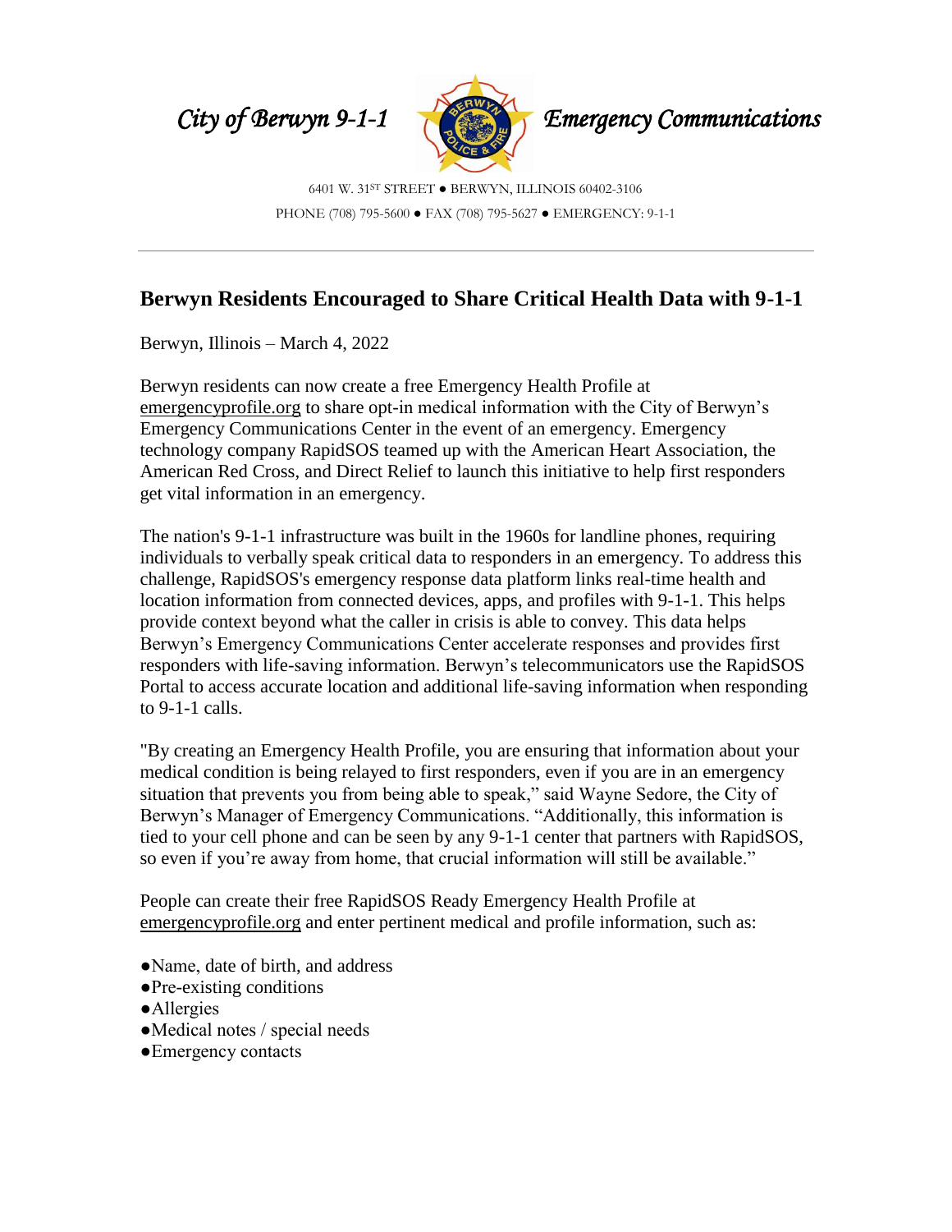*City of Berwyn 9-1-1* *Emergency Communications*

6401 W. 31ST STREET ● BERWYN, ILLINOIS 60402-3106
PHONE (708) 795-5600 ● FAX (708) 795-5627 ● EMERGENCY: 9-1-1

---

## Berwyn Residents Encouraged to Share Critical Health Data with 9-1-1

Berwyn, Illinois – March 4, 2022

Berwyn residents can now create a free Emergency Health Profile at emergencyprofile.org to share opt-in medical information with the City of Berwyn's Emergency Communications Center in the event of an emergency. Emergency technology company RapidSOS teamed up with the American Heart Association, the American Red Cross, and Direct Relief to launch this initiative to help first responders get vital information in an emergency.

The nation's 9-1-1 infrastructure was built in the 1960s for landline phones, requiring individuals to verbally speak critical data to responders in an emergency. To address this challenge, RapidSOS's emergency response data platform links real-time health and location information from connected devices, apps, and profiles with 9-1-1. This helps provide context beyond what the caller in crisis is able to convey. This data helps Berwyn's Emergency Communications Center accelerate responses and provides first responders with life-saving information. Berwyn's telecommunicators use the RapidSOS Portal to access accurate location and additional life-saving information when responding to 9-1-1 calls.

"By creating an Emergency Health Profile, you are ensuring that information about your medical condition is being relayed to first responders, even if you are in an emergency situation that prevents you from being able to speak," said Wayne Sedore, the City of Berwyn's Manager of Emergency Communications. "Additionally, this information is tied to your cell phone and can be seen by any 9-1-1 center that partners with RapidSOS, so even if you're away from home, that crucial information will still be available."

People can create their free RapidSOS Ready Emergency Health Profile at emergencyprofile.org and enter pertinent medical and profile information, such as:

- Name, date of birth, and address
- Pre-existing conditions
- Allergies
- Medical notes / special needs
- Emergency contacts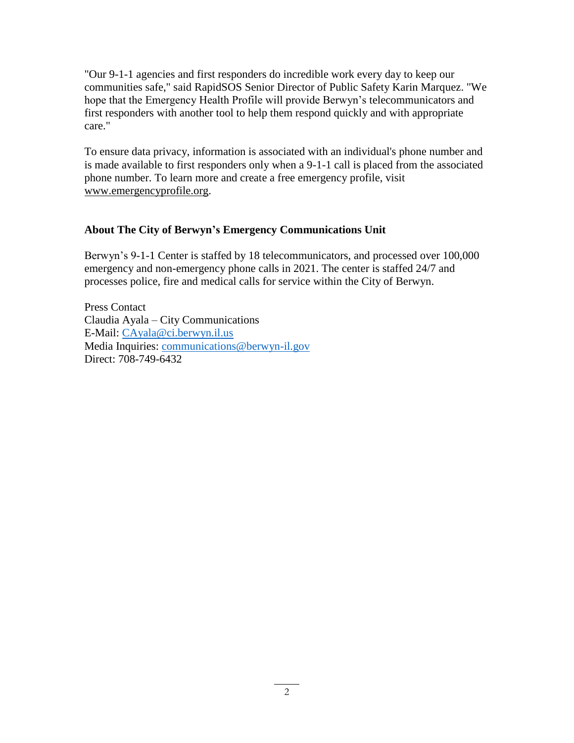"Our 9-1-1 agencies and first responders do incredible work every day to keep our communities safe," said RapidSOS Senior Director of Public Safety Karin Marquez. "We hope that the Emergency Health Profile will provide Berwyn's telecommunicators and first responders with another tool to help them respond quickly and with appropriate care."

To ensure data privacy, information is associated with an individual's phone number and is made available to first responders only when a 9-1-1 call is placed from the associated phone number. To learn more and create a free emergency profile, visit www.emergencyprofile.org.

## About The City of Berwyn's Emergency Communications Unit

Berwyn's 9-1-1 Center is staffed by 18 telecommunicators, and processed over 100,000 emergency and non-emergency phone calls in 2021. The center is staffed 24/7 and processes police, fire and medical calls for service within the City of Berwyn.

Press Contact
Claudia Ayala – City Communications
E-Mail: CAyala@ci.berwyn.il.us
Media Inquiries: communications@berwyn-il.gov
Direct: 708-749-6432